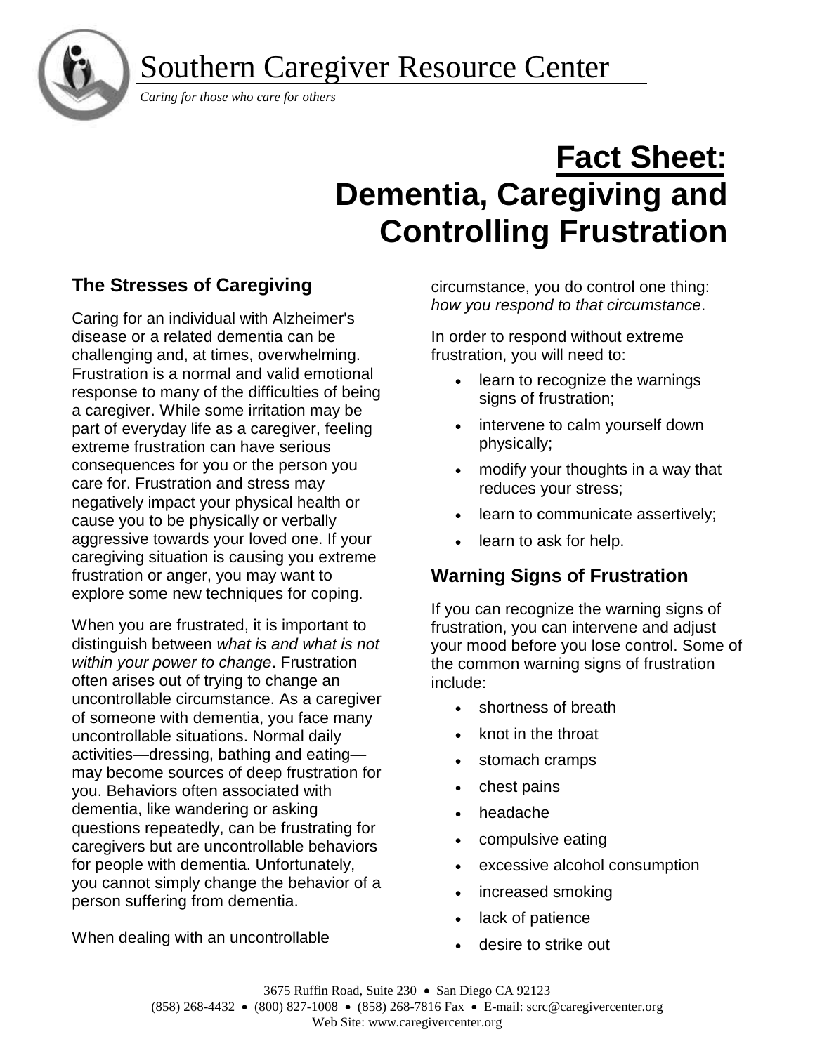# Southern Caregiver Resource Center

*Caring for those who care for others*

# Fact Sheet: Dementia, Caregiving and Controlling Frustration

## The Stresses of Caregiving

Caring for an individual with Alzheimer's disease or a related dementia can be challenging and, at times, overwhelming. Frustration is a normal and valid emotional response to many of the difficulties of being a caregiver. While some irritation may be part of everyday life as a caregiver, feeling extreme frustration can have serious consequences for you or the person you care for. Frustration and stress may negatively impact your physical health or cause you to be physically or verbally aggressive towards your loved one. If your caregiving situation is causing you extreme frustration or anger, you may want to explore some new techniques for coping.

When you are frustrated, it is important to distinguish between *what is and what is not within your power to change*. Frustration often arises out of trying to change an uncontrollable circumstance. As a caregiver of someone with dementia, you face many uncontrollable situations. Normal daily activities—dressing, bathing and eating—may become sources of deep frustration for you. Behaviors often associated with dementia, like wandering or asking questions repeatedly, can be frustrating for caregivers but are uncontrollable behaviors for people with dementia. Unfortunately, you cannot simply change the behavior of a person suffering from dementia.

When dealing with an uncontrollable circumstance, you do control one thing: *how you respond to that circumstance*.

In order to respond without extreme frustration, you will need to:

- learn to recognize the warnings signs of frustration;
- intervene to calm yourself down physically;
- modify your thoughts in a way that reduces your stress;
- learn to communicate assertively;
- learn to ask for help.

## Warning Signs of Frustration

If you can recognize the warning signs of frustration, you can intervene and adjust your mood before you lose control. Some of the common warning signs of frustration include:

- shortness of breath
- knot in the throat
- stomach cramps
- chest pains
- headache
- compulsive eating
- excessive alcohol consumption
- increased smoking
- lack of patience
- desire to strike out

3675 Ruffin Road, Suite 230 • San Diego CA 92123
(858) 268-4432 • (800) 827-1008 • (858) 268-7816 Fax • E-mail: scrc@caregivercenter.org
Web Site: www.caregivercenter.org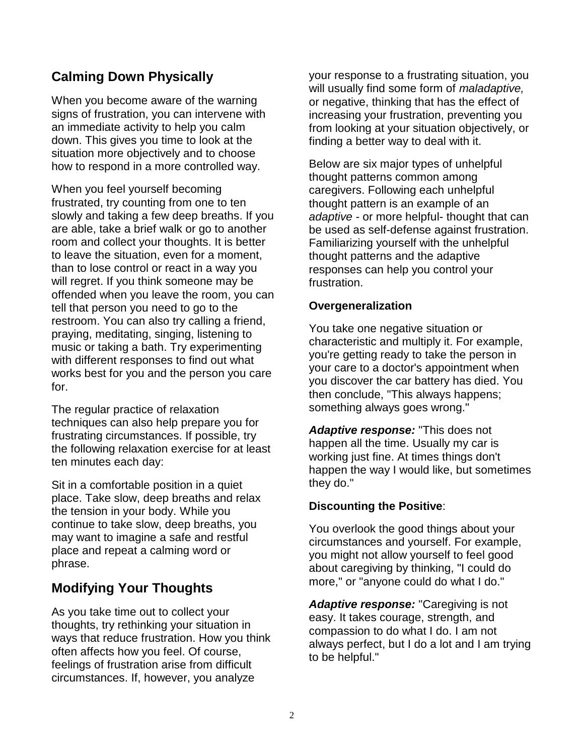## Calming Down Physically

When you become aware of the warning signs of frustration, you can intervene with an immediate activity to help you calm down. This gives you time to look at the situation more objectively and to choose how to respond in a more controlled way.

When you feel yourself becoming frustrated, try counting from one to ten slowly and taking a few deep breaths. If you are able, take a brief walk or go to another room and collect your thoughts. It is better to leave the situation, even for a moment, than to lose control or react in a way you will regret. If you think someone may be offended when you leave the room, you can tell that person you need to go to the restroom. You can also try calling a friend, praying, meditating, singing, listening to music or taking a bath. Try experimenting with different responses to find out what works best for you and the person you care for.

The regular practice of relaxation techniques can also help prepare you for frustrating circumstances. If possible, try the following relaxation exercise for at least ten minutes each day:

Sit in a comfortable position in a quiet place. Take slow, deep breaths and relax the tension in your body. While you continue to take slow, deep breaths, you may want to imagine a safe and restful place and repeat a calming word or phrase.

## Modifying Your Thoughts

As you take time out to collect your thoughts, try rethinking your situation in ways that reduce frustration. How you think often affects how you feel. Of course, feelings of frustration arise from difficult circumstances. If, however, you analyze your response to a frustrating situation, you will usually find some form of *maladaptive,* or negative, thinking that has the effect of increasing your frustration, preventing you from looking at your situation objectively, or finding a better way to deal with it.

Below are six major types of unhelpful thought patterns common among caregivers. Following each unhelpful thought pattern is an example of an *adaptive* - or more helpful- thought that can be used as self-defense against frustration. Familiarizing yourself with the unhelpful thought patterns and the adaptive responses can help you control your frustration.

**Overgeneralization**

You take one negative situation or characteristic and multiply it. For example, you're getting ready to take the person in your care to a doctor's appointment when you discover the car battery has died. You then conclude, "This always happens; something always goes wrong."

***Adaptive response:*** "This does not happen all the time. Usually my car is working just fine. At times things don't happen the way I would like, but sometimes they do."

**Discounting the Positive**:

You overlook the good things about your circumstances and yourself. For example, you might not allow yourself to feel good about caregiving by thinking, "I could do more," or "anyone could do what I do."

***Adaptive response:*** "Caregiving is not easy. It takes courage, strength, and compassion to do what I do. I am not always perfect, but I do a lot and I am trying to be helpful."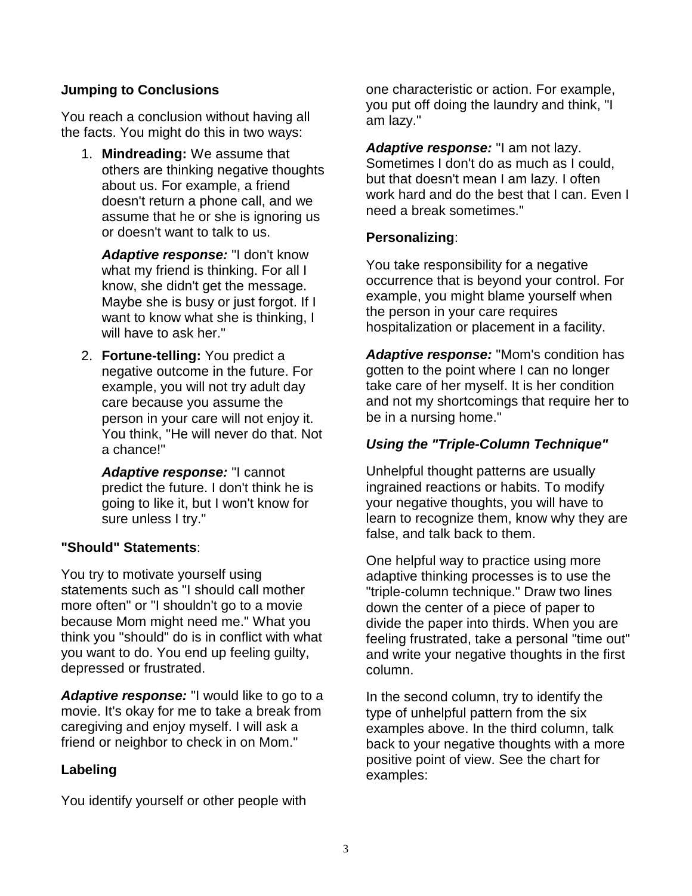**Jumping to Conclusions**

You reach a conclusion without having all the facts. You might do this in two ways:

1. **Mindreading:** We assume that others are thinking negative thoughts about us. For example, a friend doesn't return a phone call, and we assume that he or she is ignoring us or doesn't want to talk to us.

   ***Adaptive response:*** "I don't know what my friend is thinking. For all I know, she didn't get the message. Maybe she is busy or just forgot. If I want to know what she is thinking, I will have to ask her."

2. **Fortune-telling:** You predict a negative outcome in the future. For example, you will not try adult day care because you assume the person in your care will not enjoy it. You think, "He will never do that. Not a chance!"

   ***Adaptive response:*** "I cannot predict the future. I don't think he is going to like it, but I won't know for sure unless I try."

**"Should" Statements**:

You try to motivate yourself using statements such as "I should call mother more often" or "I shouldn't go to a movie because Mom might need me." What you think you "should" do is in conflict with what you want to do. You end up feeling guilty, depressed or frustrated.

***Adaptive response:*** "I would like to go to a movie. It's okay for me to take a break from caregiving and enjoy myself. I will ask a friend or neighbor to check in on Mom."

**Labeling**

You identify yourself or other people with one characteristic or action. For example, you put off doing the laundry and think, "I am lazy."

***Adaptive response:*** "I am not lazy. Sometimes I don't do as much as I could, but that doesn't mean I am lazy. I often work hard and do the best that I can. Even I need a break sometimes."

**Personalizing**:

You take responsibility for a negative occurrence that is beyond your control. For example, you might blame yourself when the person in your care requires hospitalization or placement in a facility.

***Adaptive response:*** "Mom's condition has gotten to the point where I can no longer take care of her myself. It is her condition and not my shortcomings that require her to be in a nursing home."

***Using the "Triple-Column Technique"***

Unhelpful thought patterns are usually ingrained reactions or habits. To modify your negative thoughts, you will have to learn to recognize them, know why they are false, and talk back to them.

One helpful way to practice using more adaptive thinking processes is to use the "triple-column technique." Draw two lines down the center of a piece of paper to divide the paper into thirds. When you are feeling frustrated, take a personal "time out" and write your negative thoughts in the first column.

In the second column, try to identify the type of unhelpful pattern from the six examples above. In the third column, talk back to your negative thoughts with a more positive point of view. See the chart for examples: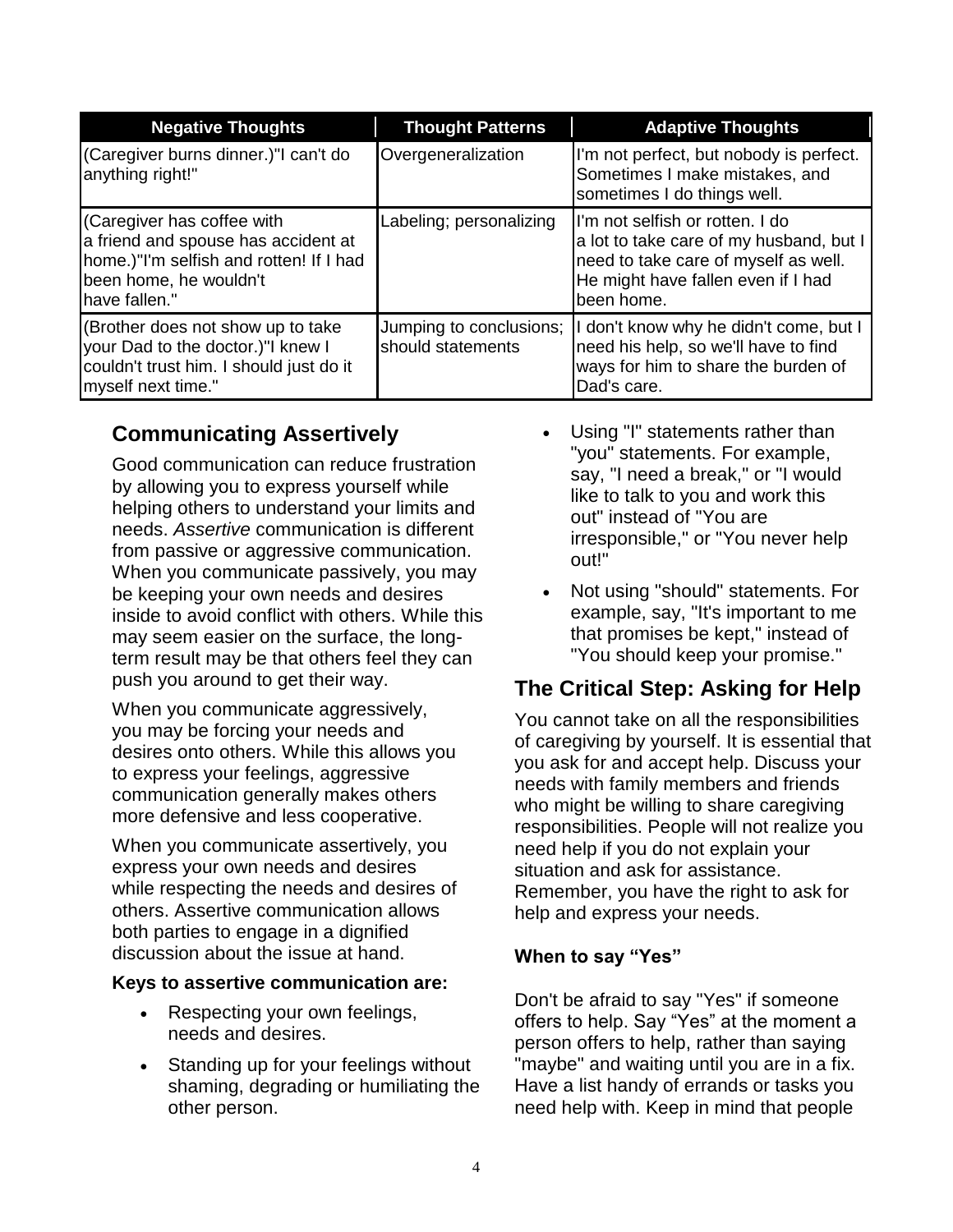| Negative Thoughts | Thought Patterns | Adaptive Thoughts |
| --- | --- | --- |
| (Caregiver burns dinner.)"I can't do anything right!" | Overgeneralization | I'm not perfect, but nobody is perfect. Sometimes I make mistakes, and sometimes I do things well. |
| (Caregiver has coffee with a friend and spouse has accident at home.)"I'm selfish and rotten! If I had been home, he wouldn't have fallen." | Labeling; personalizing | I'm not selfish or rotten. I do a lot to take care of my husband, but I need to take care of myself as well. He might have fallen even if I had been home. |
| (Brother does not show up to take your Dad to the doctor.)"I knew I couldn't trust him. I should just do it myself next time." | Jumping to conclusions; should statements | I don't know why he didn't come, but I need his help, so we'll have to find ways for him to share the burden of Dad's care. |

## Communicating Assertively

Good communication can reduce frustration by allowing you to express yourself while helping others to understand your limits and needs. *Assertive* communication is different from passive or aggressive communication. When you communicate passively, you may be keeping your own needs and desires inside to avoid conflict with others. While this may seem easier on the surface, the long-term result may be that others feel they can push you around to get their way.

When you communicate aggressively, you may be forcing your needs and desires onto others. While this allows you to express your feelings, aggressive communication generally makes others more defensive and less cooperative.

When you communicate assertively, you express your own needs and desires while respecting the needs and desires of others. Assertive communication allows both parties to engage in a dignified discussion about the issue at hand.

**Keys to assertive communication are:**

- Respecting your own feelings, needs and desires.
- Standing up for your feelings without shaming, degrading or humiliating the other person.
- Using "I" statements rather than "you" statements. For example, say, "I need a break," or "I would like to talk to you and work this out" instead of "You are irresponsible," or "You never help out!"
- Not using "should" statements. For example, say, "It's important to me that promises be kept," instead of "You should keep your promise."

## The Critical Step: Asking for Help

You cannot take on all the responsibilities of caregiving by yourself. It is essential that you ask for and accept help. Discuss your needs with family members and friends who might be willing to share caregiving responsibilities. People will not realize you need help if you do not explain your situation and ask for assistance. Remember, you have the right to ask for help and express your needs.

### When to say "Yes"

Don't be afraid to say "Yes" if someone offers to help. Say "Yes" at the moment a person offers to help, rather than saying "maybe" and waiting until you are in a fix. Have a list handy of errands or tasks you need help with. Keep in mind that people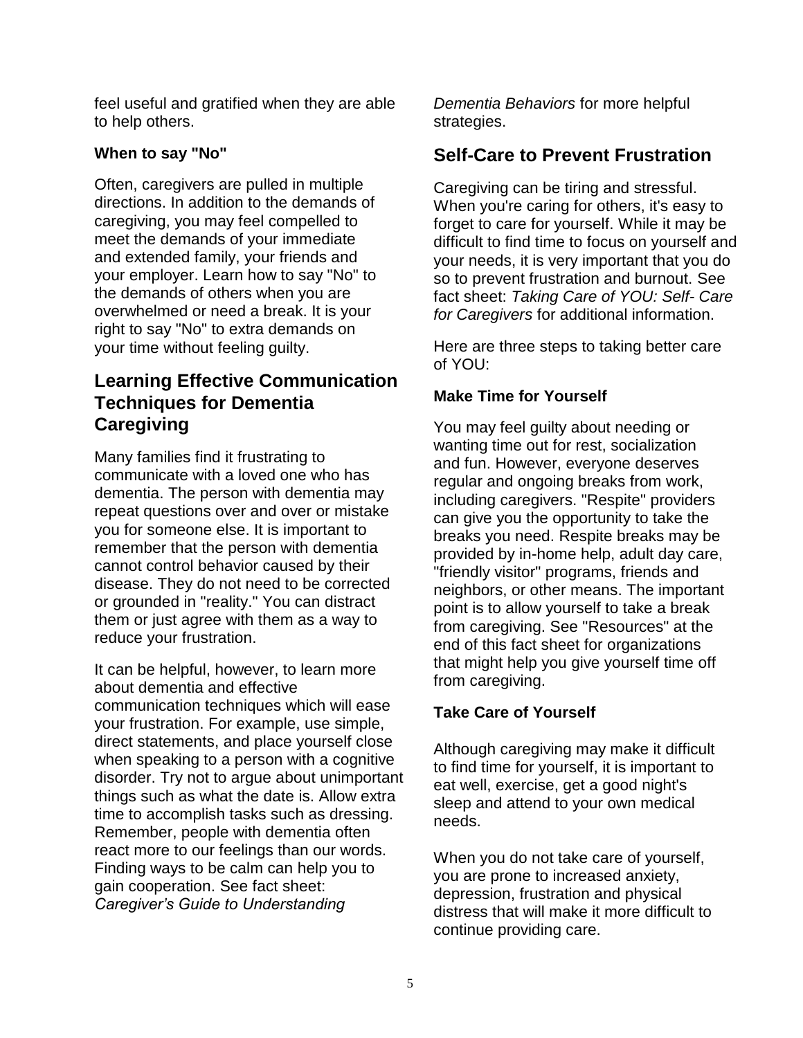feel useful and gratified when they are able to help others.

#### When to say "No"

Often, caregivers are pulled in multiple directions. In addition to the demands of caregiving, you may feel compelled to meet the demands of your immediate and extended family, your friends and your employer. Learn how to say "No" to the demands of others when you are overwhelmed or need a break. It is your right to say "No" to extra demands on your time without feeling guilty.

## Learning Effective Communication Techniques for Dementia Caregiving

Many families find it frustrating to communicate with a loved one who has dementia. The person with dementia may repeat questions over and over or mistake you for someone else. It is important to remember that the person with dementia cannot control behavior caused by their disease. They do not need to be corrected or grounded in "reality." You can distract them or just agree with them as a way to reduce your frustration.

It can be helpful, however, to learn more about dementia and effective communication techniques which will ease your frustration. For example, use simple, direct statements, and place yourself close when speaking to a person with a cognitive disorder. Try not to argue about unimportant things such as what the date is. Allow extra time to accomplish tasks such as dressing. Remember, people with dementia often react more to our feelings than our words. Finding ways to be calm can help you to gain cooperation. See fact sheet: *Caregiver's Guide to Understanding Dementia Behaviors* for more helpful strategies.

## Self-Care to Prevent Frustration

Caregiving can be tiring and stressful. When you're caring for others, it's easy to forget to care for yourself. While it may be difficult to find time to focus on yourself and your needs, it is very important that you do so to prevent frustration and burnout. See fact sheet: *Taking Care of YOU: Self- Care for Caregivers* for additional information.

Here are three steps to taking better care of YOU:

#### Make Time for Yourself

You may feel guilty about needing or wanting time out for rest, socialization and fun. However, everyone deserves regular and ongoing breaks from work, including caregivers. "Respite" providers can give you the opportunity to take the breaks you need. Respite breaks may be provided by in-home help, adult day care, "friendly visitor" programs, friends and neighbors, or other means. The important point is to allow yourself to take a break from caregiving. See "Resources" at the end of this fact sheet for organizations that might help you give yourself time off from caregiving.

#### Take Care of Yourself

Although caregiving may make it difficult to find time for yourself, it is important to eat well, exercise, get a good night's sleep and attend to your own medical needs.

When you do not take care of yourself, you are prone to increased anxiety, depression, frustration and physical distress that will make it more difficult to continue providing care.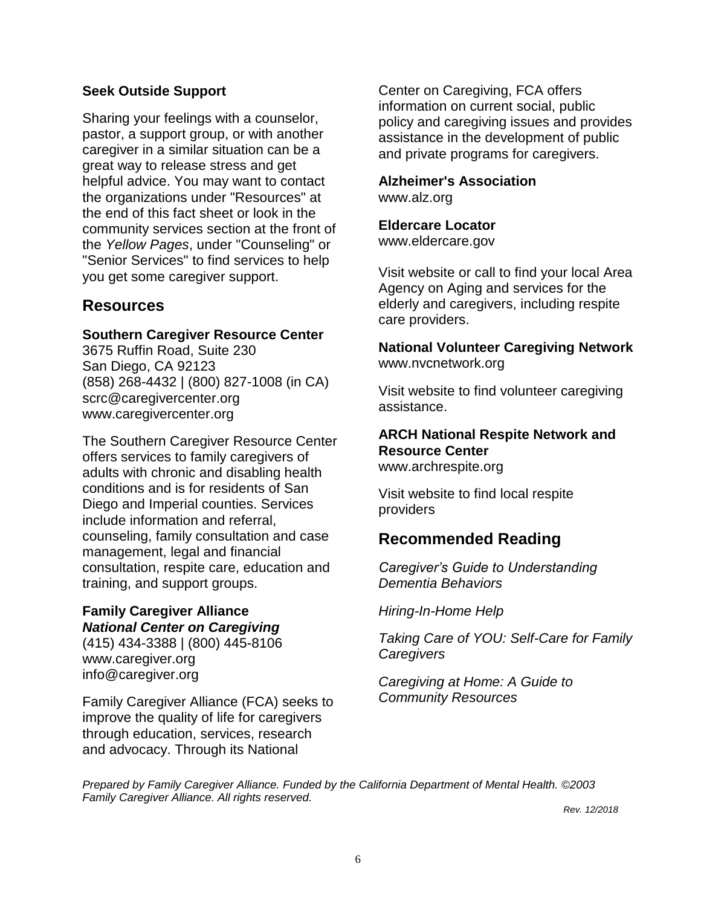### Seek Outside Support

Sharing your feelings with a counselor, pastor, a support group, or with another caregiver in a similar situation can be a great way to release stress and get helpful advice. You may want to contact the organizations under "Resources" at the end of this fact sheet or look in the community services section at the front of the *Yellow Pages*, under "Counseling" or "Senior Services" to find services to help you get some caregiver support.

## Resources

**Southern Caregiver Resource Center**
3675 Ruffin Road, Suite 230
San Diego, CA 92123
(858) 268-4432 | (800) 827-1008 (in CA)
scrc@caregivercenter.org
www.caregivercenter.org

The Southern Caregiver Resource Center offers services to family caregivers of adults with chronic and disabling health conditions and is for residents of San Diego and Imperial counties. Services include information and referral, counseling, family consultation and case management, legal and financial consultation, respite care, education and training, and support groups.

**Family Caregiver Alliance**
***National Center on Caregiving***
(415) 434-3388 | (800) 445-8106
www.caregiver.org
info@caregiver.org

Family Caregiver Alliance (FCA) seeks to improve the quality of life for caregivers through education, services, research and advocacy. Through its National Center on Caregiving, FCA offers information on current social, public policy and caregiving issues and provides assistance in the development of public and private programs for caregivers.

**Alzheimer's Association**
www.alz.org

**Eldercare Locator**
www.eldercare.gov

Visit website or call to find your local Area Agency on Aging and services for the elderly and caregivers, including respite care providers.

**National Volunteer Caregiving Network**
www.nvcnetwork.org

Visit website to find volunteer caregiving assistance.

**ARCH National Respite Network and Resource Center**
www.archrespite.org

Visit website to find local respite providers

## Recommended Reading

*Caregiver's Guide to Understanding Dementia Behaviors*

*Hiring-In-Home Help*

*Taking Care of YOU: Self-Care for Family Caregivers*

*Caregiving at Home: A Guide to Community Resources*

*Prepared by Family Caregiver Alliance. Funded by the California Department of Mental Health. ©2003 Family Caregiver Alliance. All rights reserved.*

*Rev. 12/2018*